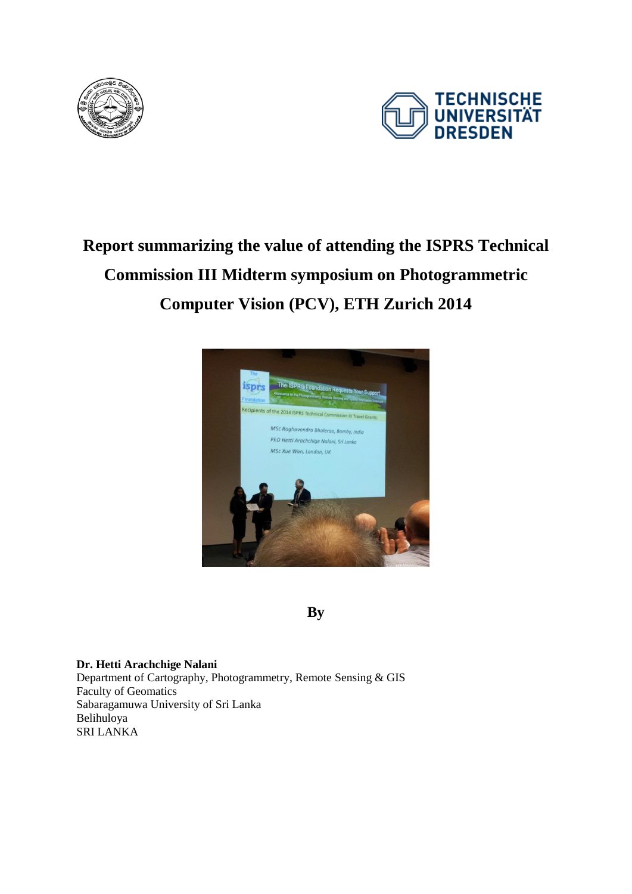# Report summarizing the value of attending the ISPRS Technical Commission III Midterm symposium on Photogrammetric Computer Vision (PCV), ETH Zurich 2014

**By**

**Dr. Hetti Arachchige Nalani**
Department of Cartography, Photogrammetry, Remote Sensing & GIS
Faculty of Geomatics
Sabaragamuwa University of Sri Lanka
Belihuloya
SRI LANKA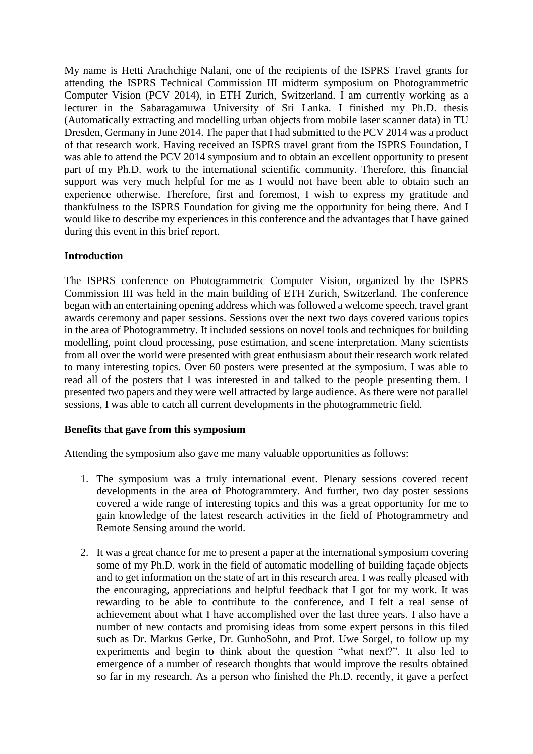My name is Hetti Arachchige Nalani, one of the recipients of the ISPRS Travel grants for attending the ISPRS Technical Commission III midterm symposium on Photogrammetric Computer Vision (PCV 2014), in ETH Zurich, Switzerland. I am currently working as a lecturer in the Sabaragamuwa University of Sri Lanka. I finished my Ph.D. thesis (Automatically extracting and modelling urban objects from mobile laser scanner data) in TU Dresden, Germany in June 2014. The paper that I had submitted to the PCV 2014 was a product of that research work. Having received an ISPRS travel grant from the ISPRS Foundation, I was able to attend the PCV 2014 symposium and to obtain an excellent opportunity to present part of my Ph.D. work to the international scientific community. Therefore, this financial support was very much helpful for me as I would not have been able to obtain such an experience otherwise. Therefore, first and foremost, I wish to express my gratitude and thankfulness to the ISPRS Foundation for giving me the opportunity for being there. And I would like to describe my experiences in this conference and the advantages that I have gained during this event in this brief report.

**Introduction**

The ISPRS conference on Photogrammetric Computer Vision, organized by the ISPRS Commission III was held in the main building of ETH Zurich, Switzerland. The conference began with an entertaining opening address which was followed a welcome speech, travel grant awards ceremony and paper sessions. Sessions over the next two days covered various topics in the area of Photogrammetry. It included sessions on novel tools and techniques for building modelling, point cloud processing, pose estimation, and scene interpretation. Many scientists from all over the world were presented with great enthusiasm about their research work related to many interesting topics. Over 60 posters were presented at the symposium. I was able to read all of the posters that I was interested in and talked to the people presenting them. I presented two papers and they were well attracted by large audience. As there were not parallel sessions, I was able to catch all current developments in the photogrammetric field.

**Benefits that gave from this symposium**

Attending the symposium also gave me many valuable opportunities as follows:

1. The symposium was a truly international event. Plenary sessions covered recent developments in the area of Photogrammtery. And further, two day poster sessions covered a wide range of interesting topics and this was a great opportunity for me to gain knowledge of the latest research activities in the field of Photogrammetry and Remote Sensing around the world.

2. It was a great chance for me to present a paper at the international symposium covering some of my Ph.D. work in the field of automatic modelling of building façade objects and to get information on the state of art in this research area. I was really pleased with the encouraging, appreciations and helpful feedback that I got for my work. It was rewarding to be able to contribute to the conference, and I felt a real sense of achievement about what I have accomplished over the last three years. I also have a number of new contacts and promising ideas from some expert persons in this filed such as Dr. Markus Gerke, Dr. GunhoSohn, and Prof. Uwe Sorgel, to follow up my experiments and begin to think about the question "what next?". It also led to emergence of a number of research thoughts that would improve the results obtained so far in my research. As a person who finished the Ph.D. recently, it gave a perfect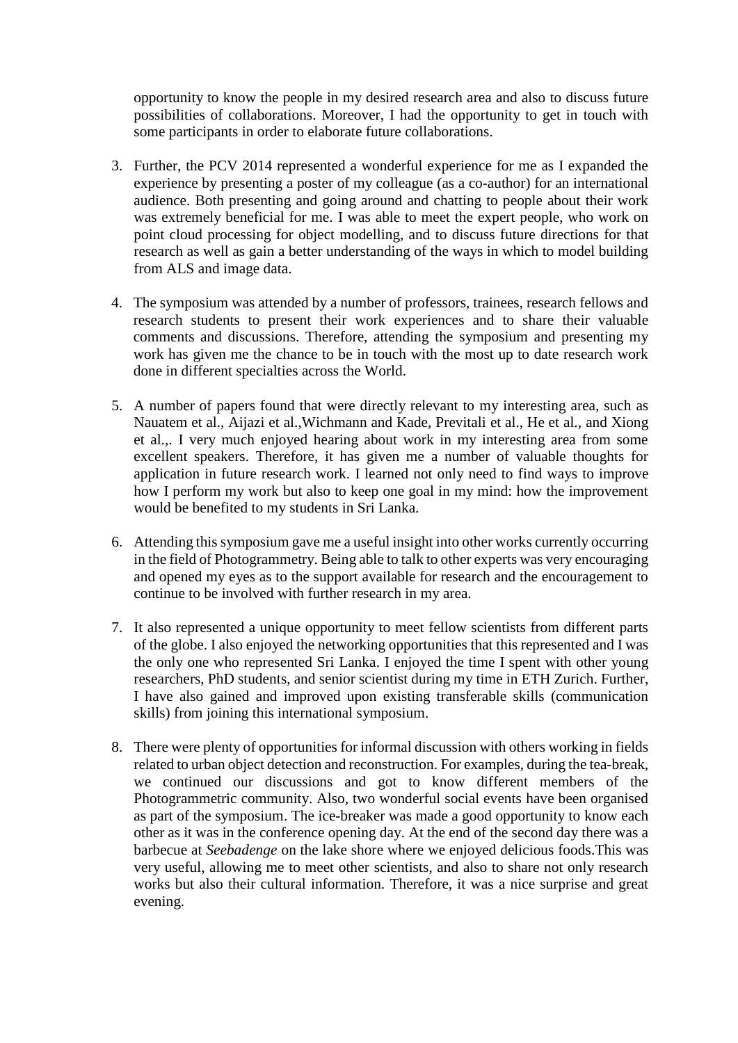opportunity to know the people in my desired research area and also to discuss future possibilities of collaborations. Moreover, I had the opportunity to get in touch with some participants in order to elaborate future collaborations.

3. Further, the PCV 2014 represented a wonderful experience for me as I expanded the experience by presenting a poster of my colleague (as a co-author) for an international audience. Both presenting and going around and chatting to people about their work was extremely beneficial for me. I was able to meet the expert people, who work on point cloud processing for object modelling, and to discuss future directions for that research as well as gain a better understanding of the ways in which to model building from ALS and image data.

4. The symposium was attended by a number of professors, trainees, research fellows and research students to present their work experiences and to share their valuable comments and discussions. Therefore, attending the symposium and presenting my work has given me the chance to be in touch with the most up to date research work done in different specialties across the World.

5. A number of papers found that were directly relevant to my interesting area, such as Nauatem et al., Aijazi et al.,Wichmann and Kade, Previtali et al., He et al., and Xiong et al.,. I very much enjoyed hearing about work in my interesting area from some excellent speakers. Therefore, it has given me a number of valuable thoughts for application in future research work. I learned not only need to find ways to improve how I perform my work but also to keep one goal in my mind: how the improvement would be benefited to my students in Sri Lanka.

6. Attending this symposium gave me a useful insight into other works currently occurring in the field of Photogrammetry. Being able to talk to other experts was very encouraging and opened my eyes as to the support available for research and the encouragement to continue to be involved with further research in my area.

7. It also represented a unique opportunity to meet fellow scientists from different parts of the globe. I also enjoyed the networking opportunities that this represented and I was the only one who represented Sri Lanka. I enjoyed the time I spent with other young researchers, PhD students, and senior scientist during my time in ETH Zurich. Further, I have also gained and improved upon existing transferable skills (communication skills) from joining this international symposium.

8. There were plenty of opportunities for informal discussion with others working in fields related to urban object detection and reconstruction. For examples, during the tea-break, we continued our discussions and got to know different members of the Photogrammetric community. Also, two wonderful social events have been organised as part of the symposium. The ice-breaker was made a good opportunity to know each other as it was in the conference opening day. At the end of the second day there was a barbecue at *Seebadenge* on the lake shore where we enjoyed delicious foods.This was very useful, allowing me to meet other scientists, and also to share not only research works but also their cultural information. Therefore, it was a nice surprise and great evening.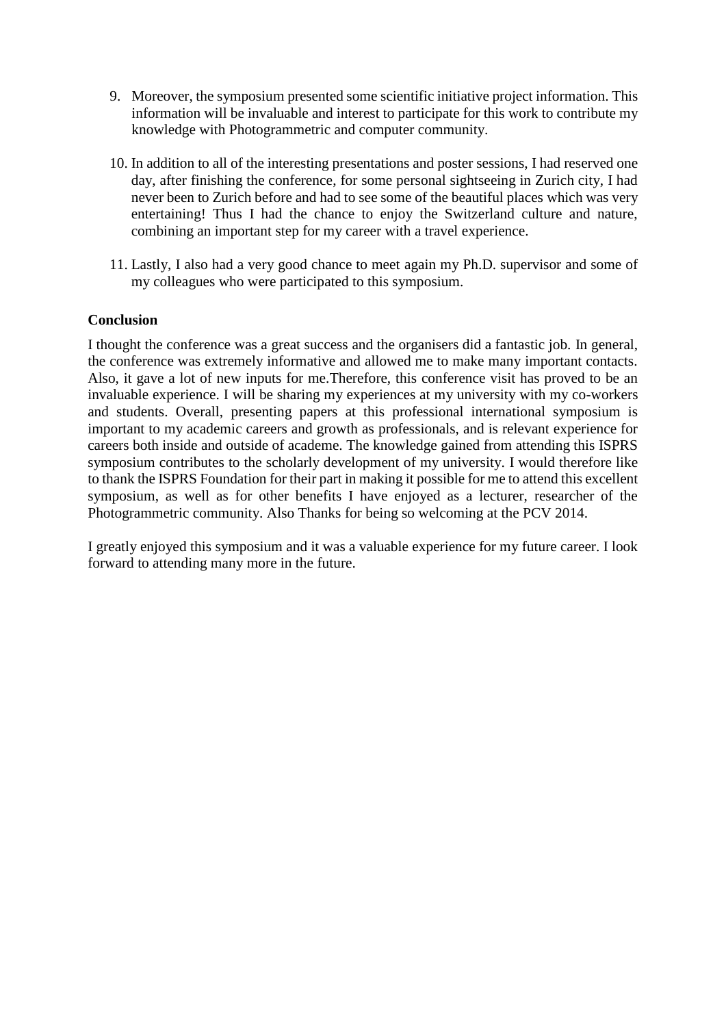9. Moreover, the symposium presented some scientific initiative project information. This information will be invaluable and interest to participate for this work to contribute my knowledge with Photogrammetric and computer community.

10. In addition to all of the interesting presentations and poster sessions, I had reserved one day, after finishing the conference, for some personal sightseeing in Zurich city, I had never been to Zurich before and had to see some of the beautiful places which was very entertaining! Thus I had the chance to enjoy the Switzerland culture and nature, combining an important step for my career with a travel experience.

11. Lastly, I also had a very good chance to meet again my Ph.D. supervisor and some of my colleagues who were participated to this symposium.

**Conclusion**

I thought the conference was a great success and the organisers did a fantastic job. In general, the conference was extremely informative and allowed me to make many important contacts. Also, it gave a lot of new inputs for me.Therefore, this conference visit has proved to be an invaluable experience. I will be sharing my experiences at my university with my co-workers and students. Overall, presenting papers at this professional international symposium is important to my academic careers and growth as professionals, and is relevant experience for careers both inside and outside of academe. The knowledge gained from attending this ISPRS symposium contributes to the scholarly development of my university. I would therefore like to thank the ISPRS Foundation for their part in making it possible for me to attend this excellent symposium, as well as for other benefits I have enjoyed as a lecturer, researcher of the Photogrammetric community. Also Thanks for being so welcoming at the PCV 2014.

I greatly enjoyed this symposium and it was a valuable experience for my future career. I look forward to attending many more in the future.